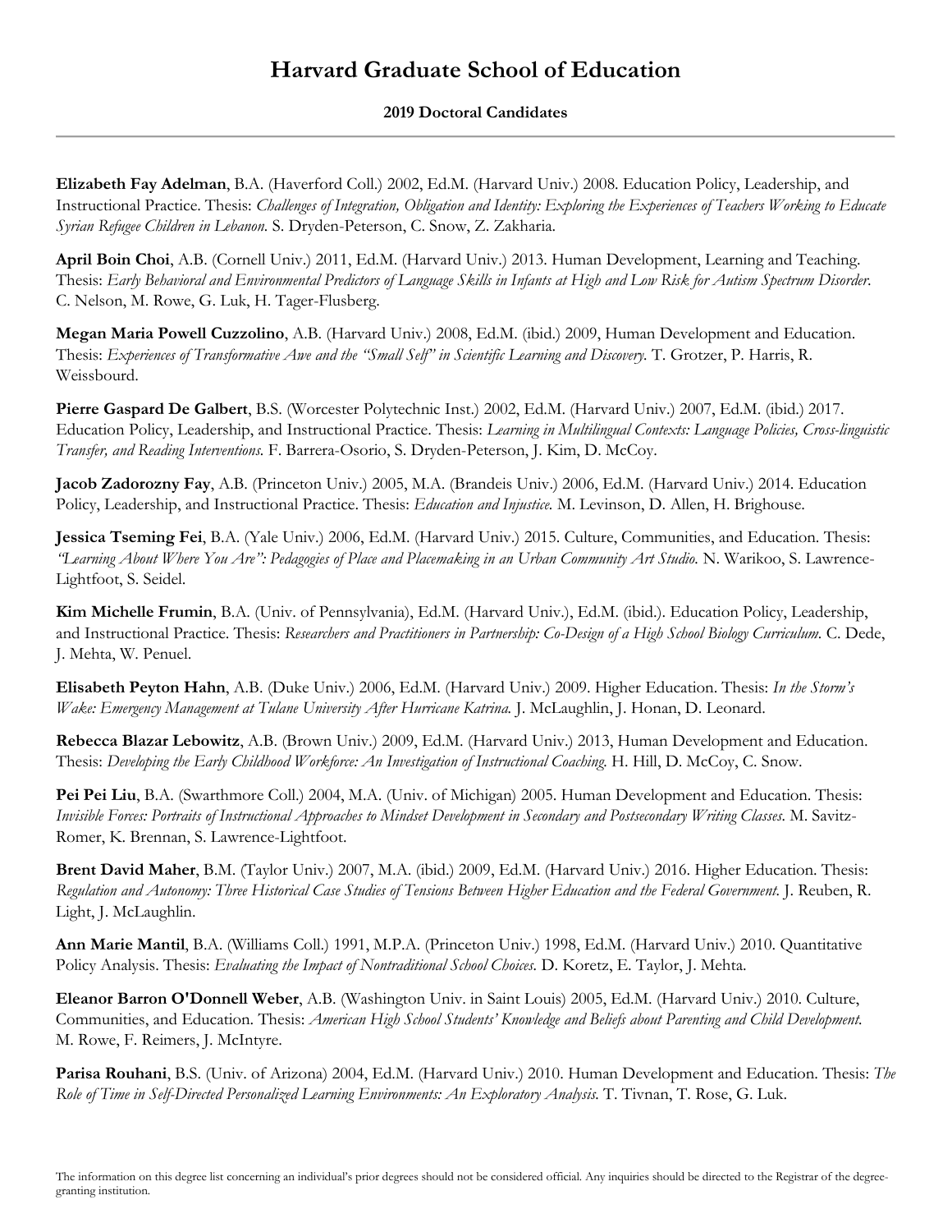# Harvard Graduate School of Education

**2019 Doctoral Candidates**

---

**Elizabeth Fay Adelman**, B.A. (Haverford Coll.) 2002, Ed.M. (Harvard Univ.) 2008. Education Policy, Leadership, and Instructional Practice. Thesis: *Challenges of Integration, Obligation and Identity: Exploring the Experiences of Teachers Working to Educate Syrian Refugee Children in Lebanon.* S. Dryden-Peterson, C. Snow, Z. Zakharia.

**April Boin Choi**, A.B. (Cornell Univ.) 2011, Ed.M. (Harvard Univ.) 2013. Human Development, Learning and Teaching. Thesis: *Early Behavioral and Environmental Predictors of Language Skills in Infants at High and Low Risk for Autism Spectrum Disorder.* C. Nelson, M. Rowe, G. Luk, H. Tager-Flusberg.

**Megan Maria Powell Cuzzolino**, A.B. (Harvard Univ.) 2008, Ed.M. (ibid.) 2009, Human Development and Education. Thesis: *Experiences of Transformative Awe and the "Small Self" in Scientific Learning and Discovery.* T. Grotzer, P. Harris, R. Weissbourd.

**Pierre Gaspard De Galbert**, B.S. (Worcester Polytechnic Inst.) 2002, Ed.M. (Harvard Univ.) 2007, Ed.M. (ibid.) 2017. Education Policy, Leadership, and Instructional Practice. Thesis: *Learning in Multilingual Contexts: Language Policies, Cross-linguistic Transfer, and Reading Interventions.* F. Barrera-Osorio, S. Dryden-Peterson, J. Kim, D. McCoy.

**Jacob Zadorozny Fay**, A.B. (Princeton Univ.) 2005, M.A. (Brandeis Univ.) 2006, Ed.M. (Harvard Univ.) 2014. Education Policy, Leadership, and Instructional Practice. Thesis: *Education and Injustice.* M. Levinson, D. Allen, H. Brighouse.

**Jessica Tseming Fei**, B.A. (Yale Univ.) 2006, Ed.M. (Harvard Univ.) 2015. Culture, Communities, and Education. Thesis: *"Learning About Where You Are": Pedagogies of Place and Placemaking in an Urban Community Art Studio.* N. Warikoo, S. Lawrence-Lightfoot, S. Seidel.

**Kim Michelle Frumin**, B.A. (Univ. of Pennsylvania), Ed.M. (Harvard Univ.), Ed.M. (ibid.). Education Policy, Leadership, and Instructional Practice. Thesis: *Researchers and Practitioners in Partnership: Co-Design of a High School Biology Curriculum.* C. Dede, J. Mehta, W. Penuel.

**Elisabeth Peyton Hahn**, A.B. (Duke Univ.) 2006, Ed.M. (Harvard Univ.) 2009. Higher Education. Thesis: *In the Storm's Wake: Emergency Management at Tulane University After Hurricane Katrina.* J. McLaughlin, J. Honan, D. Leonard.

**Rebecca Blazar Lebowitz**, A.B. (Brown Univ.) 2009, Ed.M. (Harvard Univ.) 2013, Human Development and Education. Thesis: *Developing the Early Childhood Workforce: An Investigation of Instructional Coaching.* H. Hill, D. McCoy, C. Snow.

**Pei Pei Liu**, B.A. (Swarthmore Coll.) 2004, M.A. (Univ. of Michigan) 2005. Human Development and Education. Thesis: *Invisible Forces: Portraits of Instructional Approaches to Mindset Development in Secondary and Postsecondary Writing Classes.* M. Savitz-Romer, K. Brennan, S. Lawrence-Lightfoot.

**Brent David Maher**, B.M. (Taylor Univ.) 2007, M.A. (ibid.) 2009, Ed.M. (Harvard Univ.) 2016. Higher Education. Thesis: *Regulation and Autonomy: Three Historical Case Studies of Tensions Between Higher Education and the Federal Government.* J. Reuben, R. Light, J. McLaughlin.

**Ann Marie Mantil**, B.A. (Williams Coll.) 1991, M.P.A. (Princeton Univ.) 1998, Ed.M. (Harvard Univ.) 2010. Quantitative Policy Analysis. Thesis: *Evaluating the Impact of Nontraditional School Choices.* D. Koretz, E. Taylor, J. Mehta.

**Eleanor Barron O'Donnell Weber**, A.B. (Washington Univ. in Saint Louis) 2005, Ed.M. (Harvard Univ.) 2010. Culture, Communities, and Education. Thesis: *American High School Students' Knowledge and Beliefs about Parenting and Child Development.* M. Rowe, F. Reimers, J. McIntyre.

**Parisa Rouhani**, B.S. (Univ. of Arizona) 2004, Ed.M. (Harvard Univ.) 2010. Human Development and Education. Thesis: *The Role of Time in Self-Directed Personalized Learning Environments: An Exploratory Analysis.* T. Tivnan, T. Rose, G. Luk.

The information on this degree list concerning an individual's prior degrees should not be considered official. Any inquiries should be directed to the Registrar of the degree-granting institution.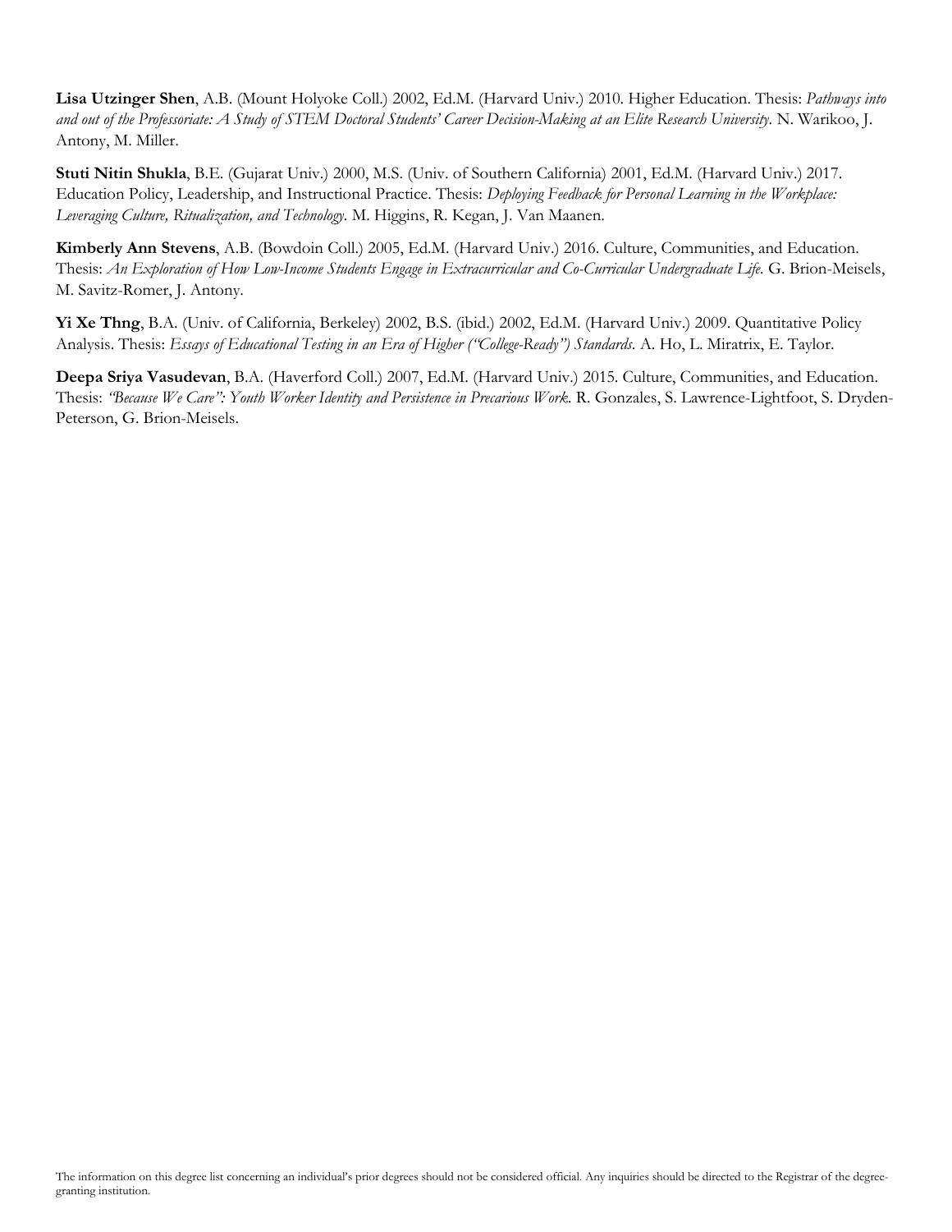**Lisa Utzinger Shen**, A.B. (Mount Holyoke Coll.) 2002, Ed.M. (Harvard Univ.) 2010. Higher Education. Thesis: *Pathways into and out of the Professoriate: A Study of STEM Doctoral Students' Career Decision-Making at an Elite Research University.* N. Warikoo, J. Antony, M. Miller.

**Stuti Nitin Shukla**, B.E. (Gujarat Univ.) 2000, M.S. (Univ. of Southern California) 2001, Ed.M. (Harvard Univ.) 2017. Education Policy, Leadership, and Instructional Practice. Thesis: *Deploying Feedback for Personal Learning in the Workplace: Leveraging Culture, Ritualization, and Technology.* M. Higgins, R. Kegan, J. Van Maanen.

**Kimberly Ann Stevens**, A.B. (Bowdoin Coll.) 2005, Ed.M. (Harvard Univ.) 2016. Culture, Communities, and Education. Thesis: *An Exploration of How Low-Income Students Engage in Extracurricular and Co-Curricular Undergraduate Life.* G. Brion-Meisels, M. Savitz-Romer, J. Antony.

**Yi Xe Thng**, B.A. (Univ. of California, Berkeley) 2002, B.S. (ibid.) 2002, Ed.M. (Harvard Univ.) 2009. Quantitative Policy Analysis. Thesis: *Essays of Educational Testing in an Era of Higher ("College-Ready") Standards.* A. Ho, L. Miratrix, E. Taylor.

**Deepa Sriya Vasudevan**, B.A. (Haverford Coll.) 2007, Ed.M. (Harvard Univ.) 2015. Culture, Communities, and Education. Thesis: *"Because We Care": Youth Worker Identity and Persistence in Precarious Work.* R. Gonzales, S. Lawrence-Lightfoot, S. Dryden-Peterson, G. Brion-Meisels.

The information on this degree list concerning an individual's prior degrees should not be considered official. Any inquiries should be directed to the Registrar of the degree-granting institution.